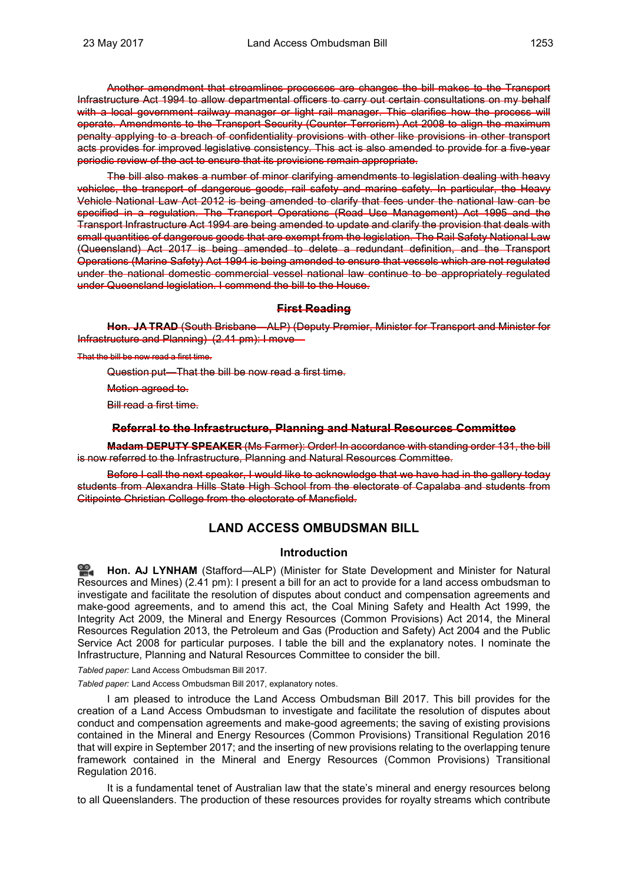~~Another amendment that streamlines processes are changes the bill makes to the Transport Infrastructure Act 1994 to allow departmental officers to carry out certain consultations on my behalf with a local government railway manager or light rail manager. This clarifies how the process will operate. Amendments to the Transport Security (Counter-Terrorism) Act 2008 to align the maximum penalty applying to a breach of confidentiality provisions with other like provisions in other transport acts provides for improved legislative consistency. This act is also amended to provide for a five-year periodic review of the act to ensure that its provisions remain appropriate.~~

~~The bill also makes a number of minor clarifying amendments to legislation dealing with heavy vehicles, the transport of dangerous goods, rail safety and marine safety. In particular, the Heavy Vehicle National Law Act 2012 is being amended to clarify that fees under the national law can be specified in a regulation. The Transport Operations (Road Use Management) Act 1995 and the Transport Infrastructure Act 1994 are being amended to update and clarify the provision that deals with small quantities of dangerous goods that are exempt from the legislation. The Rail Safety National Law (Queensland) Act 2017 is being amended to delete a redundant definition, and the Transport Operations (Marine Safety) Act 1994 is being amended to ensure that vessels which are not regulated under the national domestic commercial vessel national law continue to be appropriately regulated under Queensland legislation. I commend the bill to the House.~~

### ~~First Reading~~

~~**Hon. JA TRAD** (South Brisbane—ALP) (Deputy Premier, Minister for Transport and Minister for Infrastructure and Planning) (2.41 pm): I move—~~

~~That the bill be now read a first time.~~

~~Question put—That the bill be now read a first time.~~

~~Motion agreed to.~~

~~Bill read a first time.~~

### ~~Referral to the Infrastructure, Planning and Natural Resources Committee~~

~~**Madam DEPUTY SPEAKER** (Ms Farmer): Order! In accordance with standing order 131, the bill is now referred to the Infrastructure, Planning and Natural Resources Committee.~~

~~Before I call the next speaker, I would like to acknowledge that we have had in the gallery today students from Alexandra Hills State High School from the electorate of Capalaba and students from Citipointe Christian College from the electorate of Mansfield.~~

## LAND ACCESS OMBUDSMAN BILL

### Introduction

**Hon. AJ LYNHAM** (Stafford—ALP) (Minister for State Development and Minister for Natural Resources and Mines) (2.41 pm): I present a bill for an act to provide for a land access ombudsman to investigate and facilitate the resolution of disputes about conduct and compensation agreements and make-good agreements, and to amend this act, the Coal Mining Safety and Health Act 1999, the Integrity Act 2009, the Mineral and Energy Resources (Common Provisions) Act 2014, the Mineral Resources Regulation 2013, the Petroleum and Gas (Production and Safety) Act 2004 and the Public Service Act 2008 for particular purposes. I table the bill and the explanatory notes. I nominate the Infrastructure, Planning and Natural Resources Committee to consider the bill.

*Tabled paper:* Land Access Ombudsman Bill 2017.

*Tabled paper:* Land Access Ombudsman Bill 2017, explanatory notes.

I am pleased to introduce the Land Access Ombudsman Bill 2017. This bill provides for the creation of a Land Access Ombudsman to investigate and facilitate the resolution of disputes about conduct and compensation agreements and make-good agreements; the saving of existing provisions contained in the Mineral and Energy Resources (Common Provisions) Transitional Regulation 2016 that will expire in September 2017; and the inserting of new provisions relating to the overlapping tenure framework contained in the Mineral and Energy Resources (Common Provisions) Transitional Regulation 2016.

It is a fundamental tenet of Australian law that the state's mineral and energy resources belong to all Queenslanders. The production of these resources provides for royalty streams which contribute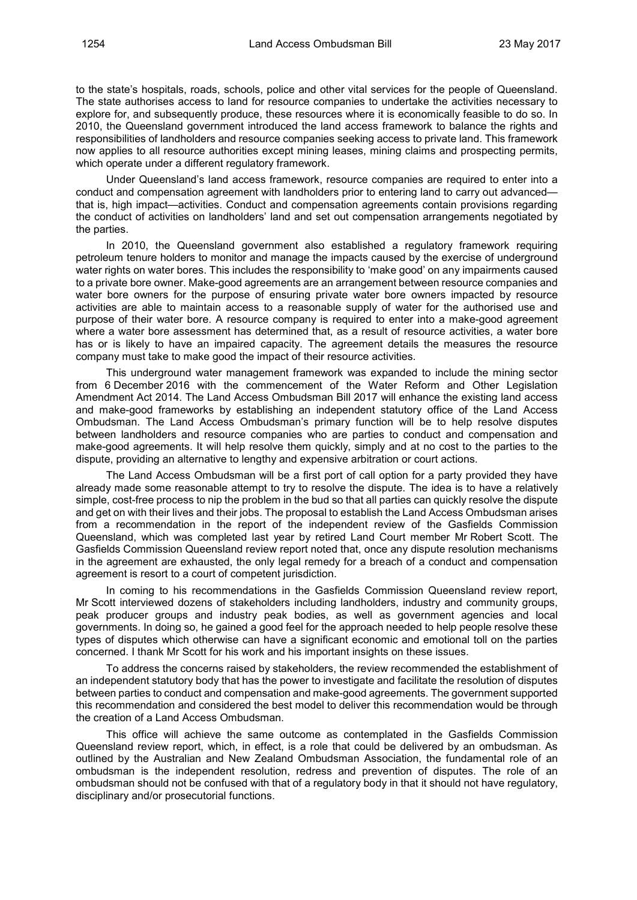to the state's hospitals, roads, schools, police and other vital services for the people of Queensland. The state authorises access to land for resource companies to undertake the activities necessary to explore for, and subsequently produce, these resources where it is economically feasible to do so. In 2010, the Queensland government introduced the land access framework to balance the rights and responsibilities of landholders and resource companies seeking access to private land. This framework now applies to all resource authorities except mining leases, mining claims and prospecting permits, which operate under a different regulatory framework.

Under Queensland's land access framework, resource companies are required to enter into a conduct and compensation agreement with landholders prior to entering land to carry out advanced—that is, high impact—activities. Conduct and compensation agreements contain provisions regarding the conduct of activities on landholders' land and set out compensation arrangements negotiated by the parties.

In 2010, the Queensland government also established a regulatory framework requiring petroleum tenure holders to monitor and manage the impacts caused by the exercise of underground water rights on water bores. This includes the responsibility to 'make good' on any impairments caused to a private bore owner. Make-good agreements are an arrangement between resource companies and water bore owners for the purpose of ensuring private water bore owners impacted by resource activities are able to maintain access to a reasonable supply of water for the authorised use and purpose of their water bore. A resource company is required to enter into a make-good agreement where a water bore assessment has determined that, as a result of resource activities, a water bore has or is likely to have an impaired capacity. The agreement details the measures the resource company must take to make good the impact of their resource activities.

This underground water management framework was expanded to include the mining sector from 6 December 2016 with the commencement of the Water Reform and Other Legislation Amendment Act 2014. The Land Access Ombudsman Bill 2017 will enhance the existing land access and make-good frameworks by establishing an independent statutory office of the Land Access Ombudsman. The Land Access Ombudsman's primary function will be to help resolve disputes between landholders and resource companies who are parties to conduct and compensation and make-good agreements. It will help resolve them quickly, simply and at no cost to the parties to the dispute, providing an alternative to lengthy and expensive arbitration or court actions.

The Land Access Ombudsman will be a first port of call option for a party provided they have already made some reasonable attempt to try to resolve the dispute. The idea is to have a relatively simple, cost-free process to nip the problem in the bud so that all parties can quickly resolve the dispute and get on with their lives and their jobs. The proposal to establish the Land Access Ombudsman arises from a recommendation in the report of the independent review of the Gasfields Commission Queensland, which was completed last year by retired Land Court member Mr Robert Scott. The Gasfields Commission Queensland review report noted that, once any dispute resolution mechanisms in the agreement are exhausted, the only legal remedy for a breach of a conduct and compensation agreement is resort to a court of competent jurisdiction.

In coming to his recommendations in the Gasfields Commission Queensland review report, Mr Scott interviewed dozens of stakeholders including landholders, industry and community groups, peak producer groups and industry peak bodies, as well as government agencies and local governments. In doing so, he gained a good feel for the approach needed to help people resolve these types of disputes which otherwise can have a significant economic and emotional toll on the parties concerned. I thank Mr Scott for his work and his important insights on these issues.

To address the concerns raised by stakeholders, the review recommended the establishment of an independent statutory body that has the power to investigate and facilitate the resolution of disputes between parties to conduct and compensation and make-good agreements. The government supported this recommendation and considered the best model to deliver this recommendation would be through the creation of a Land Access Ombudsman.

This office will achieve the same outcome as contemplated in the Gasfields Commission Queensland review report, which, in effect, is a role that could be delivered by an ombudsman. As outlined by the Australian and New Zealand Ombudsman Association, the fundamental role of an ombudsman is the independent resolution, redress and prevention of disputes. The role of an ombudsman should not be confused with that of a regulatory body in that it should not have regulatory, disciplinary and/or prosecutorial functions.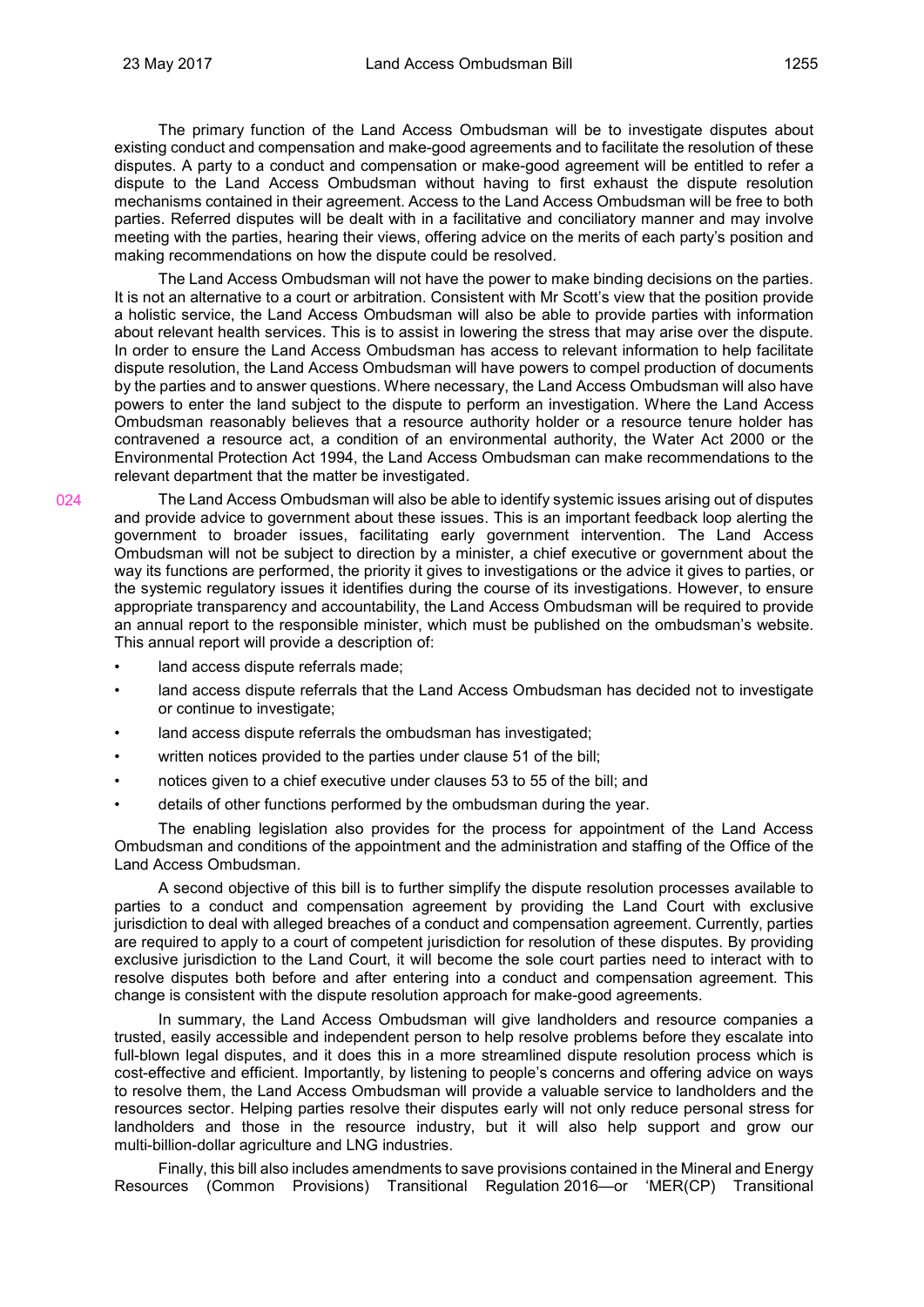The primary function of the Land Access Ombudsman will be to investigate disputes about existing conduct and compensation and make-good agreements and to facilitate the resolution of these disputes. A party to a conduct and compensation or make-good agreement will be entitled to refer a dispute to the Land Access Ombudsman without having to first exhaust the dispute resolution mechanisms contained in their agreement. Access to the Land Access Ombudsman will be free to both parties. Referred disputes will be dealt with in a facilitative and conciliatory manner and may involve meeting with the parties, hearing their views, offering advice on the merits of each party's position and making recommendations on how the dispute could be resolved.

The Land Access Ombudsman will not have the power to make binding decisions on the parties. It is not an alternative to a court or arbitration. Consistent with Mr Scott's view that the position provide a holistic service, the Land Access Ombudsman will also be able to provide parties with information about relevant health services. This is to assist in lowering the stress that may arise over the dispute. In order to ensure the Land Access Ombudsman has access to relevant information to help facilitate dispute resolution, the Land Access Ombudsman will have powers to compel production of documents by the parties and to answer questions. Where necessary, the Land Access Ombudsman will also have powers to enter the land subject to the dispute to perform an investigation. Where the Land Access Ombudsman reasonably believes that a resource authority holder or a resource tenure holder has contravened a resource act, a condition of an environmental authority, the Water Act 2000 or the Environmental Protection Act 1994, the Land Access Ombudsman can make recommendations to the relevant department that the matter be investigated.

The Land Access Ombudsman will also be able to identify systemic issues arising out of disputes and provide advice to government about these issues. This is an important feedback loop alerting the government to broader issues, facilitating early government intervention. The Land Access Ombudsman will not be subject to direction by a minister, a chief executive or government about the way its functions are performed, the priority it gives to investigations or the advice it gives to parties, or the systemic regulatory issues it identifies during the course of its investigations. However, to ensure appropriate transparency and accountability, the Land Access Ombudsman will be required to provide an annual report to the responsible minister, which must be published on the ombudsman's website. This annual report will provide a description of:

- land access dispute referrals made;
- land access dispute referrals that the Land Access Ombudsman has decided not to investigate or continue to investigate;
- land access dispute referrals the ombudsman has investigated;
- written notices provided to the parties under clause 51 of the bill;
- notices given to a chief executive under clauses 53 to 55 of the bill; and
- details of other functions performed by the ombudsman during the year.

The enabling legislation also provides for the process for appointment of the Land Access Ombudsman and conditions of the appointment and the administration and staffing of the Office of the Land Access Ombudsman.

A second objective of this bill is to further simplify the dispute resolution processes available to parties to a conduct and compensation agreement by providing the Land Court with exclusive jurisdiction to deal with alleged breaches of a conduct and compensation agreement. Currently, parties are required to apply to a court of competent jurisdiction for resolution of these disputes. By providing exclusive jurisdiction to the Land Court, it will become the sole court parties need to interact with to resolve disputes both before and after entering into a conduct and compensation agreement. This change is consistent with the dispute resolution approach for make-good agreements.

In summary, the Land Access Ombudsman will give landholders and resource companies a trusted, easily accessible and independent person to help resolve problems before they escalate into full-blown legal disputes, and it does this in a more streamlined dispute resolution process which is cost-effective and efficient. Importantly, by listening to people's concerns and offering advice on ways to resolve them, the Land Access Ombudsman will provide a valuable service to landholders and the resources sector. Helping parties resolve their disputes early will not only reduce personal stress for landholders and those in the resource industry, but it will also help support and grow our multi-billion-dollar agriculture and LNG industries.

Finally, this bill also includes amendments to save provisions contained in the Mineral and Energy Resources (Common Provisions) Transitional Regulation 2016—or 'MER(CP) Transitional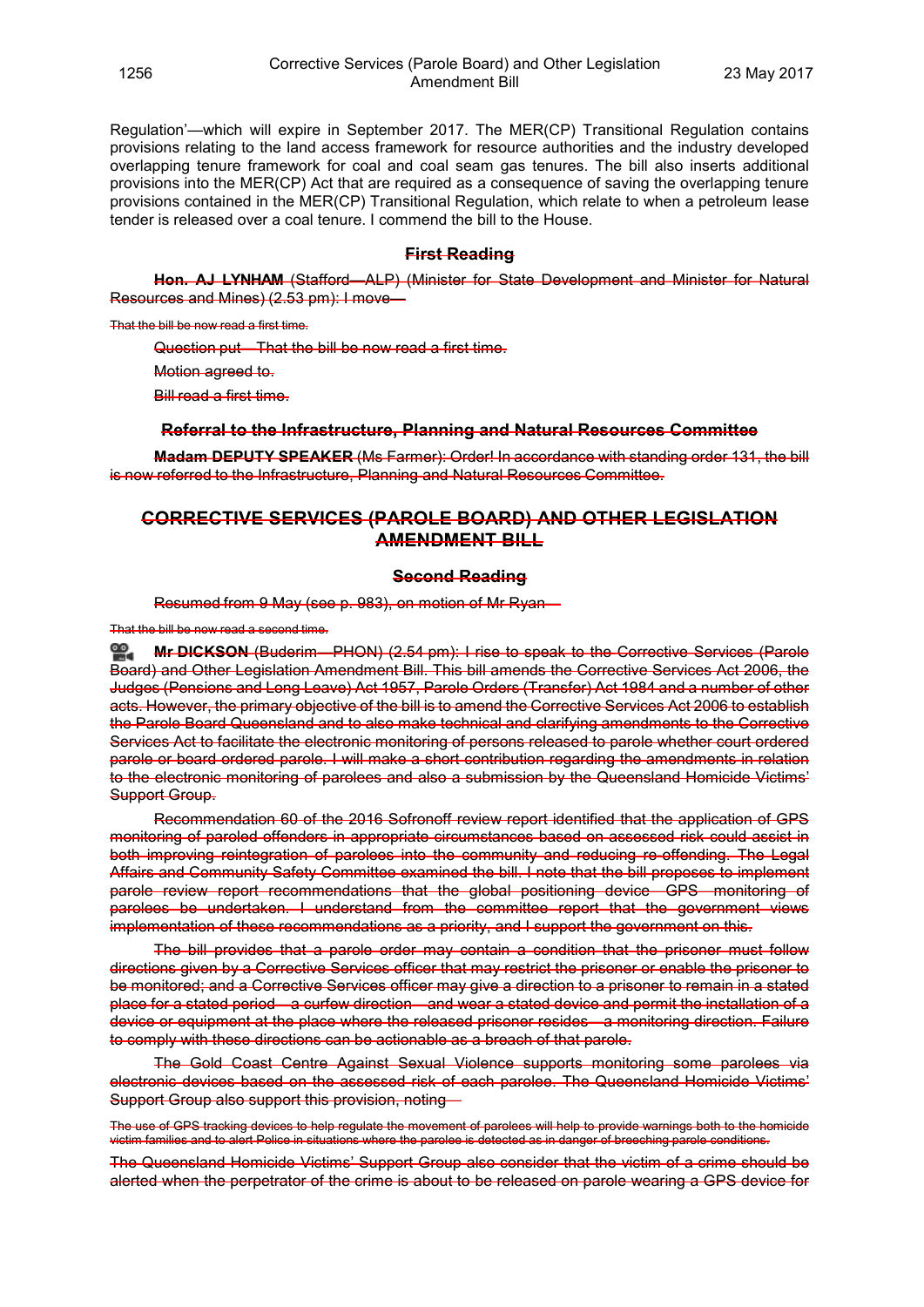Regulation'—which will expire in September 2017. The MER(CP) Transitional Regulation contains provisions relating to the land access framework for resource authorities and the industry developed overlapping tenure framework for coal and coal seam gas tenures. The bill also inserts additional provisions into the MER(CP) Act that are required as a consequence of saving the overlapping tenure provisions contained in the MER(CP) Transitional Regulation, which relate to when a petroleum lease tender is released over a coal tenure. I commend the bill to the House.

### ~~First Reading~~

~~**Hon. AJ LYNHAM** (Stafford—ALP) (Minister for State Development and Minister for Natural Resources and Mines) (2.53 pm): I move—~~

~~That the bill be now read a first time.~~

~~Question put—That the bill be now read a first time.~~

~~Motion agreed to.~~

~~Bill read a first time.~~

### ~~Referral to the Infrastructure, Planning and Natural Resources Committee~~

~~**Madam DEPUTY SPEAKER** (Ms Farmer): Order! In accordance with standing order 131, the bill is now referred to the Infrastructure, Planning and Natural Resources Committee.~~

## ~~CORRECTIVE SERVICES (PAROLE BOARD) AND OTHER LEGISLATION AMENDMENT BILL~~

### ~~Second Reading~~

~~Resumed from 9 May (see p. 983), on motion of Mr Ryan—~~

~~That the bill be now read a second time.~~

~~**Mr DICKSON** (Buderim—PHON) (2.54 pm): I rise to speak to the Corrective Services (Parole Board) and Other Legislation Amendment Bill. This bill amends the Corrective Services Act 2006, the Judges (Pensions and Long Leave) Act 1957, Parole Orders (Transfer) Act 1984 and a number of other acts. However, the primary objective of the bill is to amend the Corrective Services Act 2006 to establish the Parole Board Queensland and to also make technical and clarifying amendments to the Corrective Services Act to facilitate the electronic monitoring of persons released to parole whether court ordered parole or board ordered parole. I will make a short contribution regarding the amendments in relation to the electronic monitoring of parolees and also a submission by the Queensland Homicide Victims' Support Group.~~

~~Recommendation 60 of the 2016 Sofronoff review report identified that the application of GPS monitoring of paroled offenders in appropriate circumstances based on assessed risk could assist in both improving reintegration of parolees into the community and reducing re-offending. The Legal Affairs and Community Safety Committee examined the bill. I note that the bill proposes to implement parole review report recommendations that the global positioning device—GPS—monitoring of parolees be undertaken. I understand from the committee report that the government views implementation of these recommendations as a priority, and I support the government on this.~~

~~The bill provides that a parole order may contain a condition that the prisoner must follow directions given by a Corrective Services officer that may restrict the prisoner or enable the prisoner to be monitored; and a Corrective Services officer may give a direction to a prisoner to remain in a stated place for a stated period—a curfew direction—and wear a stated device and permit the installation of a device or equipment at the place where the released prisoner resides—a monitoring direction. Failure to comply with these directions can be actionable as a breach of that parole.~~

~~The Gold Coast Centre Against Sexual Violence supports monitoring some parolees via electronic devices based on the assessed risk of each parolee. The Queensland Homicide Victims' Support Group also support this provision, noting—~~

~~The use of GPS tracking devices to help regulate the movement of parolees will help to provide warnings both to the homicide victim families and to alert Police in situations where the parolee is detected as in danger of breeching parole conditions.~~

~~The Queensland Homicide Victims' Support Group also consider that the victim of a crime should be alerted when the perpetrator of the crime is about to be released on parole wearing a GPS device for~~